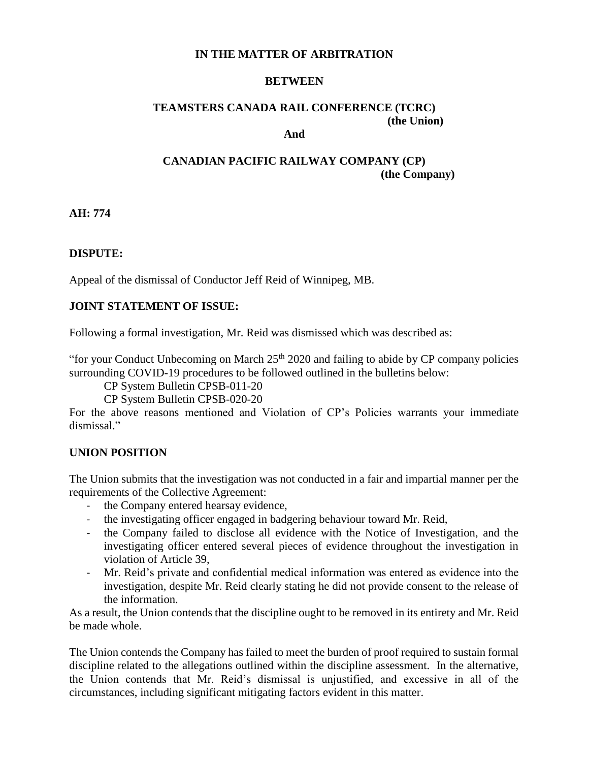**IN THE MATTER OF ARBITRATION**

**BETWEEN**

**TEAMSTERS CANADA RAIL CONFERENCE (TCRC)**
**(the Union)**

**And**

**CANADIAN PACIFIC RAILWAY COMPANY (CP)**
**(the Company)**

**AH: 774**

**DISPUTE:**

Appeal of the dismissal of Conductor Jeff Reid of Winnipeg, MB.

**JOINT STATEMENT OF ISSUE:**

Following a formal investigation, Mr. Reid was dismissed which was described as:

"for your Conduct Unbecoming on March 25th 2020 and failing to abide by CP company policies surrounding COVID-19 procedures to be followed outlined in the bulletins below:

CP System Bulletin CPSB-011-20

CP System Bulletin CPSB-020-20

For the above reasons mentioned and Violation of CP's Policies warrants your immediate dismissal."

**UNION POSITION**

The Union submits that the investigation was not conducted in a fair and impartial manner per the requirements of the Collective Agreement:

- the Company entered hearsay evidence,
- the investigating officer engaged in badgering behaviour toward Mr. Reid,
- the Company failed to disclose all evidence with the Notice of Investigation, and the investigating officer entered several pieces of evidence throughout the investigation in violation of Article 39,
- Mr. Reid's private and confidential medical information was entered as evidence into the investigation, despite Mr. Reid clearly stating he did not provide consent to the release of the information.

As a result, the Union contends that the discipline ought to be removed in its entirety and Mr. Reid be made whole.

The Union contends the Company has failed to meet the burden of proof required to sustain formal discipline related to the allegations outlined within the discipline assessment. In the alternative, the Union contends that Mr. Reid's dismissal is unjustified, and excessive in all of the circumstances, including significant mitigating factors evident in this matter.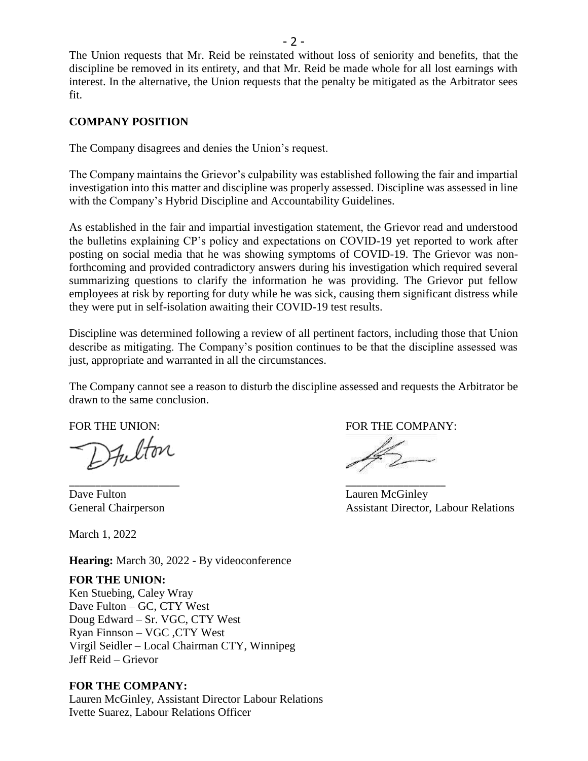The Union requests that Mr. Reid be reinstated without loss of seniority and benefits, that the discipline be removed in its entirety, and that Mr. Reid be made whole for all lost earnings with interest. In the alternative, the Union requests that the penalty be mitigated as the Arbitrator sees fit.

**COMPANY POSITION**

The Company disagrees and denies the Union's request.

The Company maintains the Grievor's culpability was established following the fair and impartial investigation into this matter and discipline was properly assessed. Discipline was assessed in line with the Company's Hybrid Discipline and Accountability Guidelines.

As established in the fair and impartial investigation statement, the Grievor read and understood the bulletins explaining CP's policy and expectations on COVID-19 yet reported to work after posting on social media that he was showing symptoms of COVID-19. The Grievor was non-forthcoming and provided contradictory answers during his investigation which required several summarizing questions to clarify the information he was providing. The Grievor put fellow employees at risk by reporting for duty while he was sick, causing them significant distress while they were put in self-isolation awaiting their COVID-19 test results.

Discipline was determined following a review of all pertinent factors, including those that Union describe as mitigating. The Company's position continues to be that the discipline assessed was just, appropriate and warranted in all the circumstances.

The Company cannot see a reason to disturb the discipline assessed and requests the Arbitrator be drawn to the same conclusion.

FOR THE UNION:

Dave Fulton
General Chairperson

FOR THE COMPANY:

Lauren McGinley
Assistant Director, Labour Relations

March 1, 2022

**Hearing:** March 30, 2022 - By videoconference

**FOR THE UNION:**
Ken Stuebing, Caley Wray
Dave Fulton – GC, CTY West
Doug Edward – Sr. VGC, CTY West
Ryan Finnson – VGC ,CTY West
Virgil Seidler – Local Chairman CTY, Winnipeg
Jeff Reid – Grievor

**FOR THE COMPANY:**
Lauren McGinley, Assistant Director Labour Relations
Ivette Suarez, Labour Relations Officer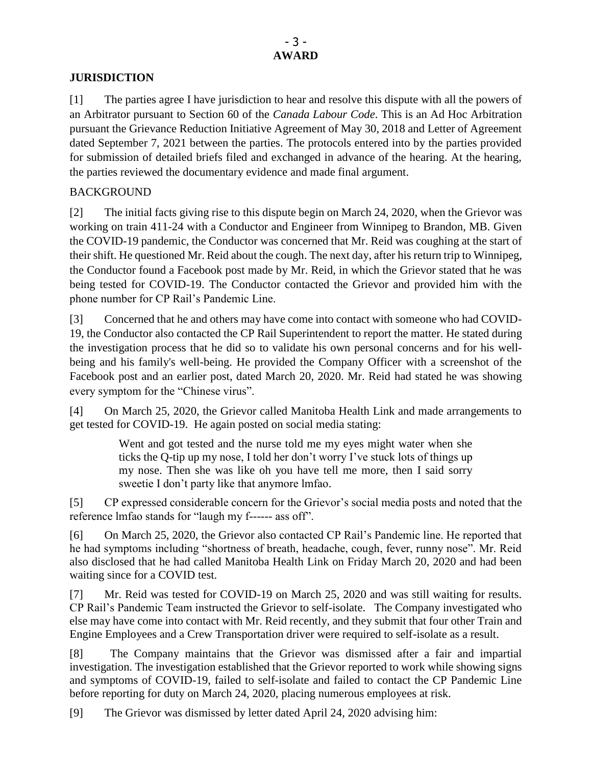## AWARD

### JURISDICTION

[1] The parties agree I have jurisdiction to hear and resolve this dispute with all the powers of an Arbitrator pursuant to Section 60 of the *Canada Labour Code*. This is an Ad Hoc Arbitration pursuant the Grievance Reduction Initiative Agreement of May 30, 2018 and Letter of Agreement dated September 7, 2021 between the parties. The protocols entered into by the parties provided for submission of detailed briefs filed and exchanged in advance of the hearing. At the hearing, the parties reviewed the documentary evidence and made final argument.

### BACKGROUND

[2] The initial facts giving rise to this dispute begin on March 24, 2020, when the Grievor was working on train 411-24 with a Conductor and Engineer from Winnipeg to Brandon, MB. Given the COVID-19 pandemic, the Conductor was concerned that Mr. Reid was coughing at the start of their shift. He questioned Mr. Reid about the cough. The next day, after his return trip to Winnipeg, the Conductor found a Facebook post made by Mr. Reid, in which the Grievor stated that he was being tested for COVID-19. The Conductor contacted the Grievor and provided him with the phone number for CP Rail's Pandemic Line.

[3] Concerned that he and others may have come into contact with someone who had COVID-19, the Conductor also contacted the CP Rail Superintendent to report the matter. He stated during the investigation process that he did so to validate his own personal concerns and for his well-being and his family's well-being. He provided the Company Officer with a screenshot of the Facebook post and an earlier post, dated March 20, 2020. Mr. Reid had stated he was showing every symptom for the "Chinese virus".

[4] On March 25, 2020, the Grievor called Manitoba Health Link and made arrangements to get tested for COVID-19. He again posted on social media stating:

> Went and got tested and the nurse told me my eyes might water when she ticks the Q-tip up my nose, I told her don't worry I've stuck lots of things up my nose. Then she was like oh you have tell me more, then I said sorry sweetie I don't party like that anymore lmfao.

[5] CP expressed considerable concern for the Grievor's social media posts and noted that the reference lmfao stands for "laugh my f------ ass off".

[6] On March 25, 2020, the Grievor also contacted CP Rail's Pandemic line. He reported that he had symptoms including "shortness of breath, headache, cough, fever, runny nose". Mr. Reid also disclosed that he had called Manitoba Health Link on Friday March 20, 2020 and had been waiting since for a COVID test.

[7] Mr. Reid was tested for COVID-19 on March 25, 2020 and was still waiting for results. CP Rail's Pandemic Team instructed the Grievor to self-isolate. The Company investigated who else may have come into contact with Mr. Reid recently, and they submit that four other Train and Engine Employees and a Crew Transportation driver were required to self-isolate as a result.

[8] The Company maintains that the Grievor was dismissed after a fair and impartial investigation. The investigation established that the Grievor reported to work while showing signs and symptoms of COVID-19, failed to self-isolate and failed to contact the CP Pandemic Line before reporting for duty on March 24, 2020, placing numerous employees at risk.

[9] The Grievor was dismissed by letter dated April 24, 2020 advising him: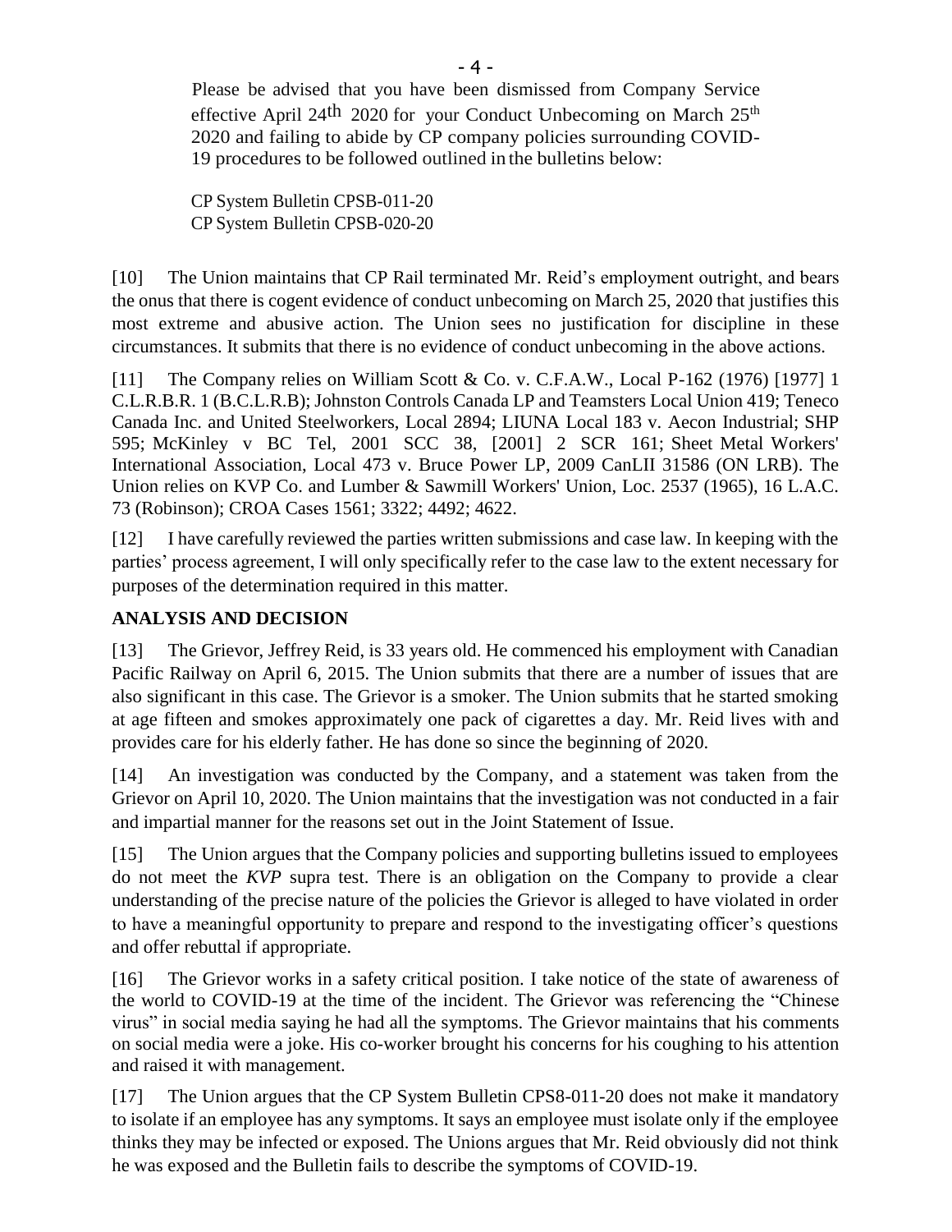> Please be advised that you have been dismissed from Company Service effective April 24th 2020 for your Conduct Unbecoming on March 25th 2020 and failing to abide by CP company policies surrounding COVID-19 procedures to be followed outlined in the bulletins below:
>
> CP System Bulletin CPSB-011-20
> CP System Bulletin CPSB-020-20

[10] The Union maintains that CP Rail terminated Mr. Reid's employment outright, and bears the onus that there is cogent evidence of conduct unbecoming on March 25, 2020 that justifies this most extreme and abusive action. The Union sees no justification for discipline in these circumstances. It submits that there is no evidence of conduct unbecoming in the above actions.

[11] The Company relies on William Scott & Co. v. C.F.A.W., Local P-162 (1976) [1977] 1 C.L.R.B.R. 1 (B.C.L.R.B); Johnston Controls Canada LP and Teamsters Local Union 419; Teneco Canada Inc. and United Steelworkers, Local 2894; LIUNA Local 183 v. Aecon Industrial; SHP 595; McKinley v BC Tel, 2001 SCC 38, [2001] 2 SCR 161; Sheet Metal Workers' International Association, Local 473 v. Bruce Power LP, 2009 CanLII 31586 (ON LRB). The Union relies on KVP Co. and Lumber & Sawmill Workers' Union, Loc. 2537 (1965), 16 L.A.C. 73 (Robinson); CROA Cases 1561; 3322; 4492; 4622.

[12] I have carefully reviewed the parties written submissions and case law. In keeping with the parties' process agreement, I will only specifically refer to the case law to the extent necessary for purposes of the determination required in this matter.

**ANALYSIS AND DECISION**

[13] The Grievor, Jeffrey Reid, is 33 years old. He commenced his employment with Canadian Pacific Railway on April 6, 2015. The Union submits that there are a number of issues that are also significant in this case. The Grievor is a smoker. The Union submits that he started smoking at age fifteen and smokes approximately one pack of cigarettes a day. Mr. Reid lives with and provides care for his elderly father. He has done so since the beginning of 2020.

[14] An investigation was conducted by the Company, and a statement was taken from the Grievor on April 10, 2020. The Union maintains that the investigation was not conducted in a fair and impartial manner for the reasons set out in the Joint Statement of Issue.

[15] The Union argues that the Company policies and supporting bulletins issued to employees do not meet the *KVP* supra test. There is an obligation on the Company to provide a clear understanding of the precise nature of the policies the Grievor is alleged to have violated in order to have a meaningful opportunity to prepare and respond to the investigating officer's questions and offer rebuttal if appropriate.

[16] The Grievor works in a safety critical position. I take notice of the state of awareness of the world to COVID-19 at the time of the incident. The Grievor was referencing the "Chinese virus" in social media saying he had all the symptoms. The Grievor maintains that his comments on social media were a joke. His co-worker brought his concerns for his coughing to his attention and raised it with management.

[17] The Union argues that the CP System Bulletin CPS8-011-20 does not make it mandatory to isolate if an employee has any symptoms. It says an employee must isolate only if the employee thinks they may be infected or exposed. The Unions argues that Mr. Reid obviously did not think he was exposed and the Bulletin fails to describe the symptoms of COVID-19.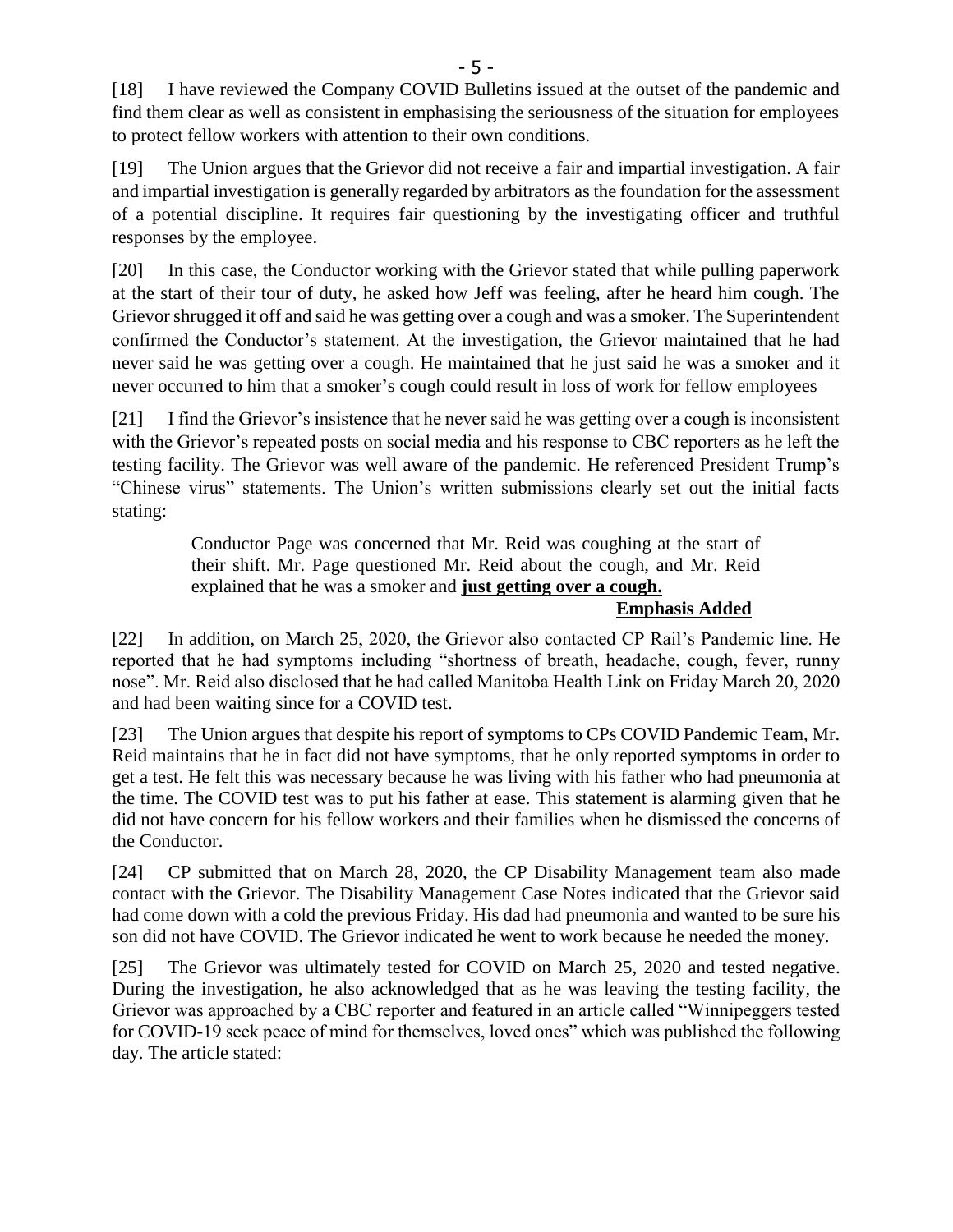[18] I have reviewed the Company COVID Bulletins issued at the outset of the pandemic and find them clear as well as consistent in emphasising the seriousness of the situation for employees to protect fellow workers with attention to their own conditions.

[19] The Union argues that the Grievor did not receive a fair and impartial investigation. A fair and impartial investigation is generally regarded by arbitrators as the foundation for the assessment of a potential discipline. It requires fair questioning by the investigating officer and truthful responses by the employee.

[20] In this case, the Conductor working with the Grievor stated that while pulling paperwork at the start of their tour of duty, he asked how Jeff was feeling, after he heard him cough. The Grievor shrugged it off and said he was getting over a cough and was a smoker. The Superintendent confirmed the Conductor's statement. At the investigation, the Grievor maintained that he had never said he was getting over a cough. He maintained that he just said he was a smoker and it never occurred to him that a smoker's cough could result in loss of work for fellow employees

[21] I find the Grievor's insistence that he never said he was getting over a cough is inconsistent with the Grievor's repeated posts on social media and his response to CBC reporters as he left the testing facility. The Grievor was well aware of the pandemic. He referenced President Trump's "Chinese virus" statements. The Union's written submissions clearly set out the initial facts stating:

> Conductor Page was concerned that Mr. Reid was coughing at the start of their shift. Mr. Page questioned Mr. Reid about the cough, and Mr. Reid explained that he was a smoker and **<u>just getting over a cough.</u>**
>
> **<u>Emphasis Added</u>**

[22] In addition, on March 25, 2020, the Grievor also contacted CP Rail's Pandemic line. He reported that he had symptoms including "shortness of breath, headache, cough, fever, runny nose". Mr. Reid also disclosed that he had called Manitoba Health Link on Friday March 20, 2020 and had been waiting since for a COVID test.

[23] The Union argues that despite his report of symptoms to CPs COVID Pandemic Team, Mr. Reid maintains that he in fact did not have symptoms, that he only reported symptoms in order to get a test. He felt this was necessary because he was living with his father who had pneumonia at the time. The COVID test was to put his father at ease. This statement is alarming given that he did not have concern for his fellow workers and their families when he dismissed the concerns of the Conductor.

[24] CP submitted that on March 28, 2020, the CP Disability Management team also made contact with the Grievor. The Disability Management Case Notes indicated that the Grievor said had come down with a cold the previous Friday. His dad had pneumonia and wanted to be sure his son did not have COVID. The Grievor indicated he went to work because he needed the money.

[25] The Grievor was ultimately tested for COVID on March 25, 2020 and tested negative. During the investigation, he also acknowledged that as he was leaving the testing facility, the Grievor was approached by a CBC reporter and featured in an article called "Winnipeggers tested for COVID-19 seek peace of mind for themselves, loved ones" which was published the following day. The article stated: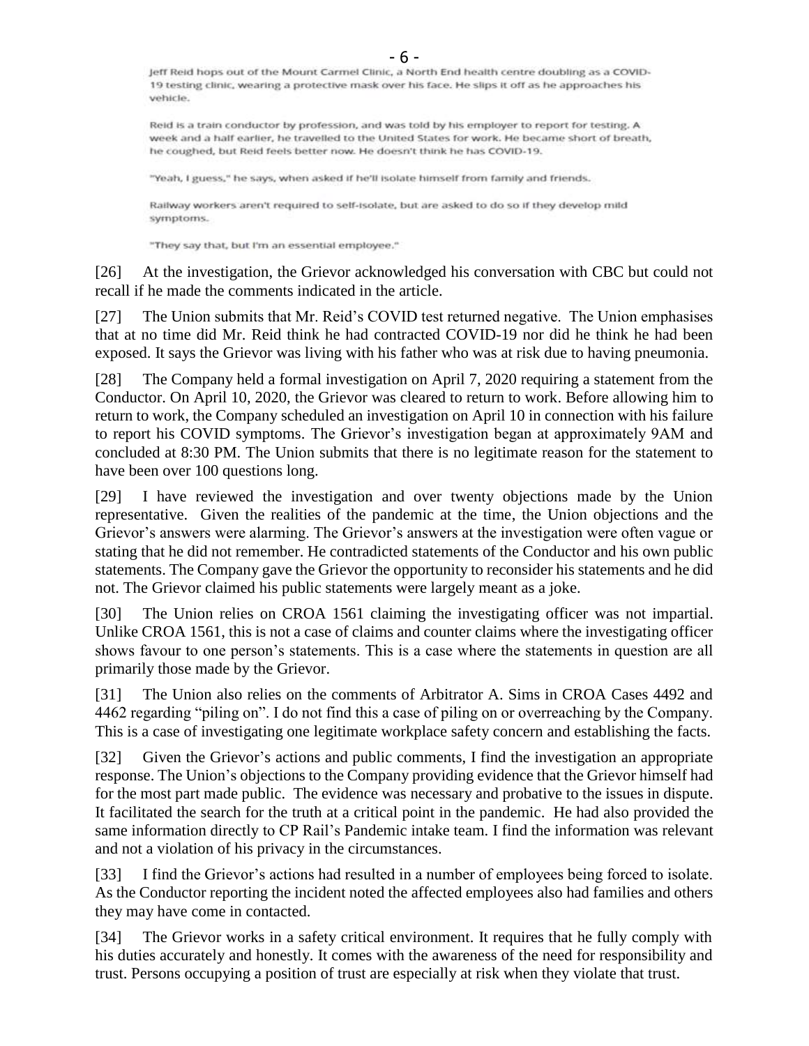> Jeff Reid hops out of the Mount Carmel Clinic, a North End health centre doubling as a COVID-19 testing clinic, wearing a protective mask over his face. He slips it off as he approaches his vehicle.
>
> Reid is a train conductor by profession, and was told by his employer to report for testing. A week and a half earlier, he travelled to the United States for work. He became short of breath, he coughed, but Reid feels better now. He doesn't think he has COVID-19.
>
> "Yeah, I guess," he says, when asked if he'll isolate himself from family and friends.
>
> Railway workers aren't required to self-isolate, but are asked to do so if they develop mild symptoms.
>
> "They say that, but I'm an essential employee."

[26] At the investigation, the Grievor acknowledged his conversation with CBC but could not recall if he made the comments indicated in the article.

[27] The Union submits that Mr. Reid's COVID test returned negative. The Union emphasises that at no time did Mr. Reid think he had contracted COVID-19 nor did he think he had been exposed. It says the Grievor was living with his father who was at risk due to having pneumonia.

[28] The Company held a formal investigation on April 7, 2020 requiring a statement from the Conductor. On April 10, 2020, the Grievor was cleared to return to work. Before allowing him to return to work, the Company scheduled an investigation on April 10 in connection with his failure to report his COVID symptoms. The Grievor's investigation began at approximately 9AM and concluded at 8:30 PM. The Union submits that there is no legitimate reason for the statement to have been over 100 questions long.

[29] I have reviewed the investigation and over twenty objections made by the Union representative. Given the realities of the pandemic at the time, the Union objections and the Grievor's answers were alarming. The Grievor's answers at the investigation were often vague or stating that he did not remember. He contradicted statements of the Conductor and his own public statements. The Company gave the Grievor the opportunity to reconsider his statements and he did not. The Grievor claimed his public statements were largely meant as a joke.

[30] The Union relies on CROA 1561 claiming the investigating officer was not impartial. Unlike CROA 1561, this is not a case of claims and counter claims where the investigating officer shows favour to one person's statements. This is a case where the statements in question are all primarily those made by the Grievor.

[31] The Union also relies on the comments of Arbitrator A. Sims in CROA Cases 4492 and 4462 regarding "piling on". I do not find this a case of piling on or overreaching by the Company. This is a case of investigating one legitimate workplace safety concern and establishing the facts.

[32] Given the Grievor's actions and public comments, I find the investigation an appropriate response. The Union's objections to the Company providing evidence that the Grievor himself had for the most part made public. The evidence was necessary and probative to the issues in dispute. It facilitated the search for the truth at a critical point in the pandemic. He had also provided the same information directly to CP Rail's Pandemic intake team. I find the information was relevant and not a violation of his privacy in the circumstances.

[33] I find the Grievor's actions had resulted in a number of employees being forced to isolate. As the Conductor reporting the incident noted the affected employees also had families and others they may have come in contacted.

[34] The Grievor works in a safety critical environment. It requires that he fully comply with his duties accurately and honestly. It comes with the awareness of the need for responsibility and trust. Persons occupying a position of trust are especially at risk when they violate that trust.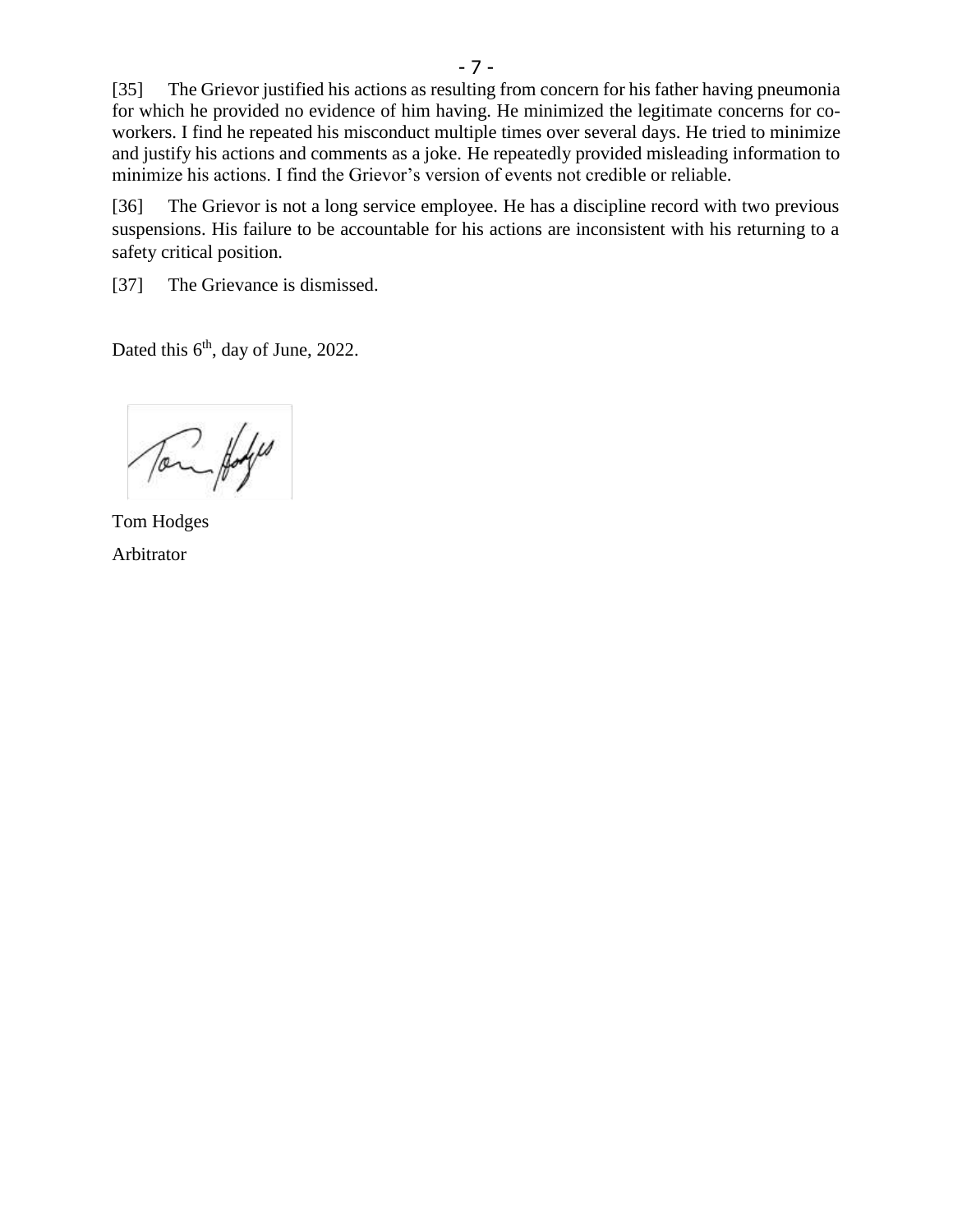[35] The Grievor justified his actions as resulting from concern for his father having pneumonia for which he provided no evidence of him having. He minimized the legitimate concerns for co-workers. I find he repeated his misconduct multiple times over several days. He tried to minimize and justify his actions and comments as a joke. He repeatedly provided misleading information to minimize his actions. I find the Grievor's version of events not credible or reliable.

[36] The Grievor is not a long service employee. He has a discipline record with two previous suspensions. His failure to be accountable for his actions are inconsistent with his returning to a safety critical position.

[37] The Grievance is dismissed.

Dated this 6th, day of June, 2022.

Tom Hodges

Arbitrator